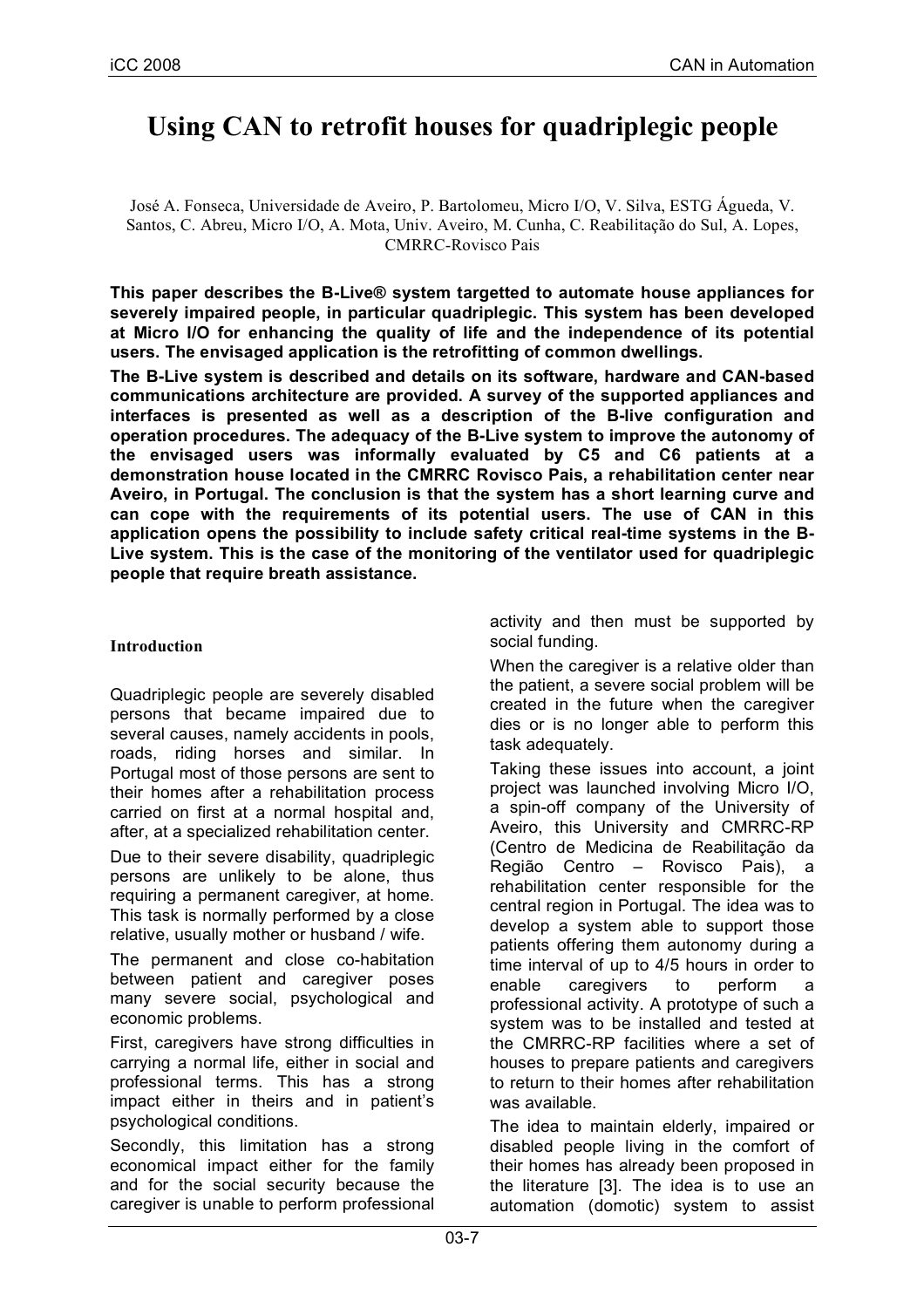# Using CAN to retrofit houses for quadriplegic people

José A. Fonseca, Universidade de Aveiro, P. Bartolomeu, Micro I/O, V. Silva, ESTG Águeda, V. Santos, C. Abreu, Micro I/O, A. Mota, Univ. Aveiro, M. Cunha, C. Reabilitação do Sul, A. Lopes, CMRRC-Rovisco Pais

**This paper describes the B-Live® system targetted to automate house appliances for severely impaired people, in particular quadriplegic. This system has been developed at Micro I/O for enhancing the quality of life and the independence of its potential users. The envisaged application is the retrofitting of common dwellings.**

**The B-Live system is described and details on its software, hardware and CAN-based communications architecture are provided. A survey of the supported appliances and interfaces is presented as well as a description of the B-live configuration and operation procedures. The adequacy of the B-Live system to improve the autonomy of the envisaged users was informally evaluated by C5 and C6 patients at a demonstration house located in the CMRRC Rovisco Pais, a rehabilitation center near Aveiro, in Portugal. The conclusion is that the system has a short learning curve and can cope with the requirements of its potential users. The use of CAN in this application opens the possibility to include safety critical real-time systems in the B-Live system. This is the case of the monitoring of the ventilator used for quadriplegic people that require breath assistance.**

## Introduction

Quadriplegic people are severely disabled persons that became impaired due to several causes, namely accidents in pools, roads, riding horses and similar. In Portugal most of those persons are sent to their homes after a rehabilitation process carried on first at a normal hospital and, after, at a specialized rehabilitation center.

Due to their severe disability, quadriplegic persons are unlikely to be alone, thus requiring a permanent caregiver, at home. This task is normally performed by a close relative, usually mother or husband / wife.

The permanent and close co-habitation between patient and caregiver poses many severe social, psychological and economic problems.

First, caregivers have strong difficulties in carrying a normal life, either in social and professional terms. This has a strong impact either in theirs and in patient's psychological conditions.

Secondly, this limitation has a strong economical impact either for the family and for the social security because the caregiver is unable to perform professional activity and then must be supported by social funding.

When the caregiver is a relative older than the patient, a severe social problem will be created in the future when the caregiver dies or is no longer able to perform this task adequately.

Taking these issues into account, a joint project was launched involving Micro I/O, a spin-off company of the University of Aveiro, this University and CMRRC-RP (Centro de Medicina de Reabilitação da Região Centro – Rovisco Pais), a rehabilitation center responsible for the central region in Portugal. The idea was to develop a system able to support those patients offering them autonomy during a time interval of up to 4/5 hours in order to enable caregivers to perform a professional activity. A prototype of such a system was to be installed and tested at the CMRRC-RP facilities where a set of houses to prepare patients and caregivers to return to their homes after rehabilitation was available.

The idea to maintain elderly, impaired or disabled people living in the comfort of their homes has already been proposed in the literature [3]. The idea is to use an automation (domotic) system to assist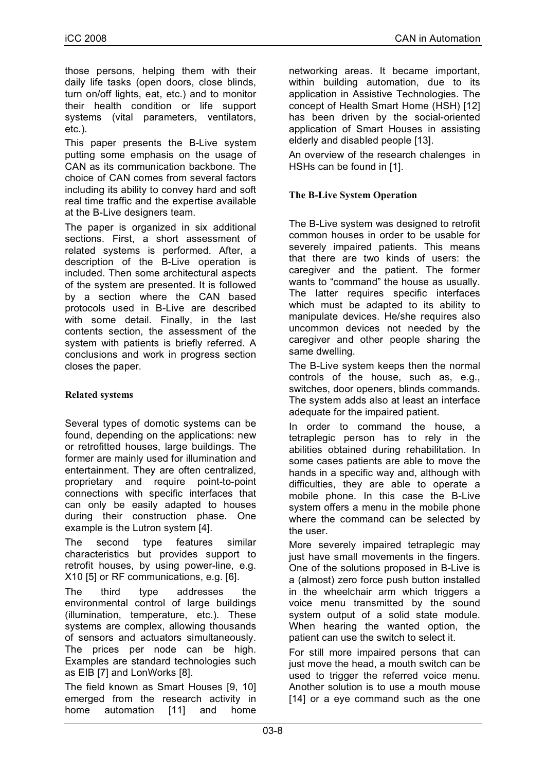those persons, helping them with their daily life tasks (open doors, close blinds, turn on/off lights, eat, etc.) and to monitor their health condition or life support systems (vital parameters, ventilators, etc.).

This paper presents the B-Live system putting some emphasis on the usage of CAN as its communication backbone. The choice of CAN comes from several factors including its ability to convey hard and soft real time traffic and the expertise available at the B-Live designers team.

The paper is organized in six additional sections. First, a short assessment of related systems is performed. After, a description of the B-Live operation is included. Then some architectural aspects of the system are presented. It is followed by a section where the CAN based protocols used in B-Live are described with some detail. Finally, in the last contents section, the assessment of the system with patients is briefly referred. A conclusions and work in progress section closes the paper.

## Related systems

Several types of domotic systems can be found, depending on the applications: new or retrofitted houses, large buildings. The former are mainly used for illumination and entertainment. They are often centralized, proprietary and require point-to-point connections with specific interfaces that can only be easily adapted to houses during their construction phase. One example is the Lutron system [4].

The second type features similar characteristics but provides support to retrofit houses, by using power-line, e.g. X10 [5] or RF communications, e.g. [6].

The third type addresses the environmental control of large buildings (illumination, temperature, etc.). These systems are complex, allowing thousands of sensors and actuators simultaneously. The prices per node can be high. Examples are standard technologies such as EIB [7] and LonWorks [8].

The field known as Smart Houses [9, 10] emerged from the research activity in home automation [11] and home networking areas. It became important, within building automation, due to its application in Assistive Technologies. The concept of Health Smart Home (HSH) [12] has been driven by the social-oriented application of Smart Houses in assisting elderly and disabled people [13].

An overview of the research chalenges in HSHs can be found in [1].

## The B-Live System Operation

The B-Live system was designed to retrofit common houses in order to be usable for severely impaired patients. This means that there are two kinds of users: the caregiver and the patient. The former wants to "command" the house as usually. The latter requires specific interfaces which must be adapted to its ability to manipulate devices. He/she requires also uncommon devices not needed by the caregiver and other people sharing the same dwelling.

The B-Live system keeps then the normal controls of the house, such as, e.g., switches, door openers, blinds commands. The system adds also at least an interface adequate for the impaired patient.

In order to command the house, a tetraplegic person has to rely in the abilities obtained during rehabilitation. In some cases patients are able to move the hands in a specific way and, although with difficulties, they are able to operate a mobile phone. In this case the B-Live system offers a menu in the mobile phone where the command can be selected by the user.

More severely impaired tetraplegic may just have small movements in the fingers. One of the solutions proposed in B-Live is a (almost) zero force push button installed in the wheelchair arm which triggers a voice menu transmitted by the sound system output of a solid state module. When hearing the wanted option, the patient can use the switch to select it.

For still more impaired persons that can just move the head, a mouth switch can be used to trigger the referred voice menu. Another solution is to use a mouth mouse [14] or a eye command such as the one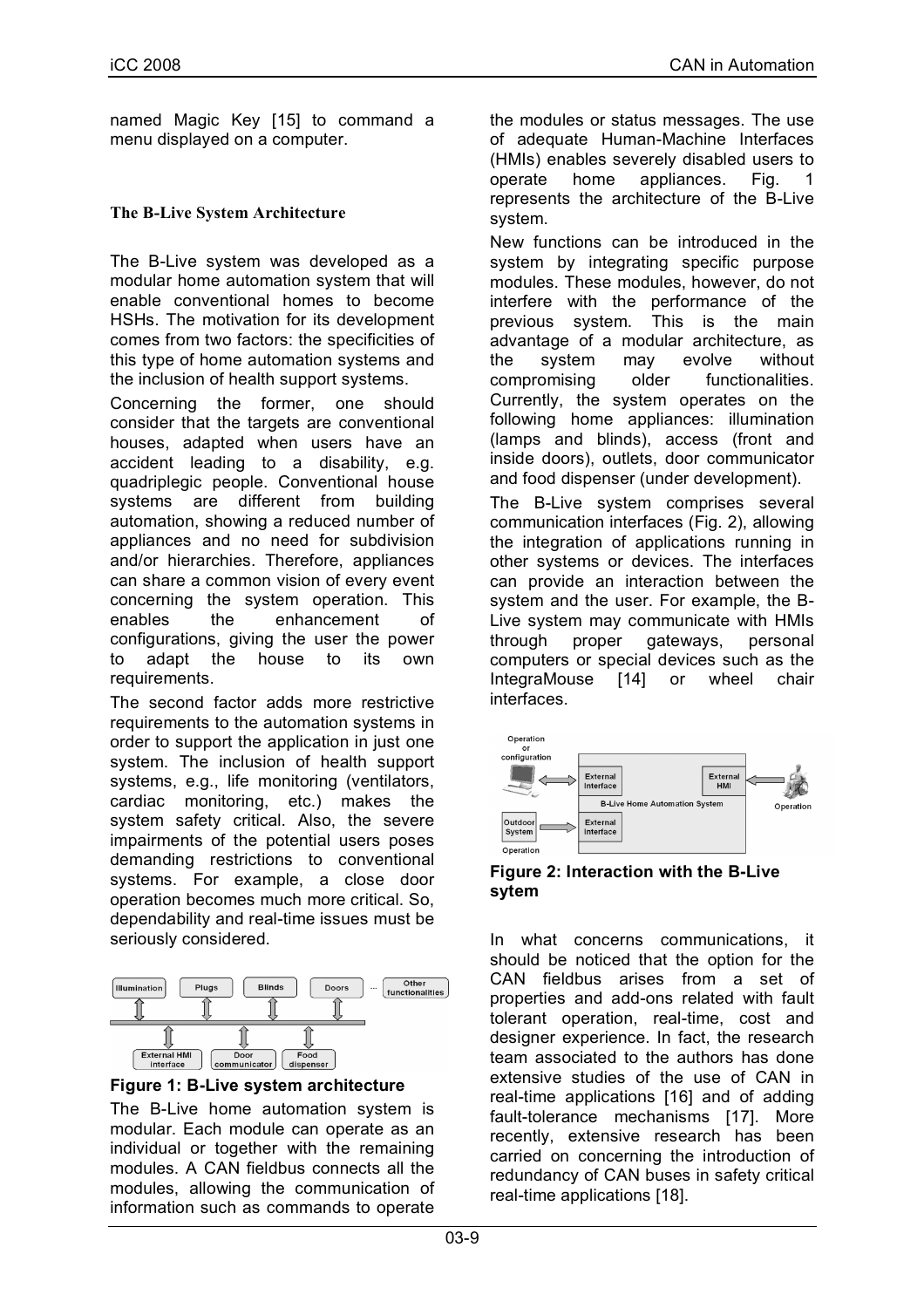named Magic Key [15] to command a menu displayed on a computer.

## The B-Live System Architecture

The B-Live system was developed as a modular home automation system that will enable conventional homes to become HSHs. The motivation for its development comes from two factors: the specificities of this type of home automation systems and the inclusion of health support systems.

Concerning the former, one should consider that the targets are conventional houses, adapted when users have an accident leading to a disability, e.g. quadriplegic people. Conventional house systems are different from building automation, showing a reduced number of appliances and no need for subdivision and/or hierarchies. Therefore, appliances can share a common vision of every event concerning the system operation. This enables the enhancement of configurations, giving the user the power to adapt the house to its own requirements.

The second factor adds more restrictive requirements to the automation systems in order to support the application in just one system. The inclusion of health support systems, e.g., life monitoring (ventilators, cardiac monitoring, etc.) makes the system safety critical. Also, the severe impairments of the potential users poses demanding restrictions to conventional systems. For example, a close door operation becomes much more critical. So, dependability and real-time issues must be seriously considered.

**Figure 1: B-Live system architecture**

The B-Live home automation system is modular. Each module can operate as an individual or together with the remaining modules. A CAN fieldbus connects all the modules, allowing the communication of information such as commands to operate the modules or status messages. The use of adequate Human-Machine Interfaces (HMIs) enables severely disabled users to operate home appliances. Fig. 1 represents the architecture of the B-Live system.

New functions can be introduced in the system by integrating specific purpose modules. These modules, however, do not interfere with the performance of the previous system. This is the main advantage of a modular architecture, as the system may evolve without compromising older functionalities. Currently, the system operates on the following home appliances: illumination (lamps and blinds), access (front and inside doors), outlets, door communicator and food dispenser (under development).

The B-Live system comprises several communication interfaces (Fig. 2), allowing the integration of applications running in other systems or devices. The interfaces can provide an interaction between the system and the user. For example, the B-Live system may communicate with HMIs through proper gateways, personal computers or special devices such as the IntegraMouse [14] or wheel chair interfaces.

**Figure 2: Interaction with the B-Live sytem**

In what concerns communications, it should be noticed that the option for the CAN fieldbus arises from a set of properties and add-ons related with fault tolerant operation, real-time, cost and designer experience. In fact, the research team associated to the authors has done extensive studies of the use of CAN in real-time applications [16] and of adding fault-tolerance mechanisms [17]. More recently, extensive research has been carried on concerning the introduction of redundancy of CAN buses in safety critical real-time applications [18].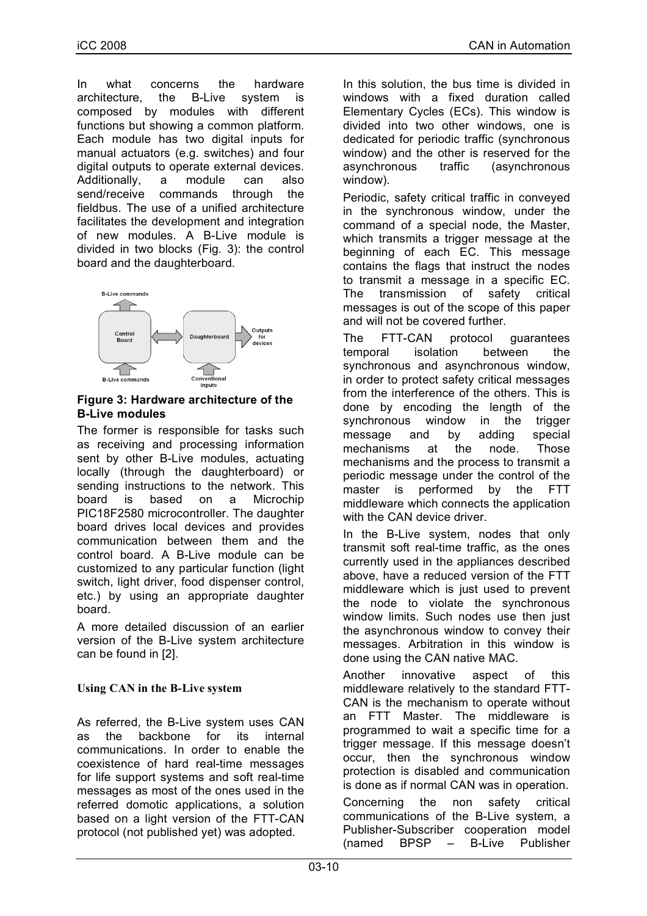In what concerns the hardware architecture, the B-Live system is composed by modules with different functions but showing a common platform. Each module has two digital inputs for manual actuators (e.g. switches) and four digital outputs to operate external devices. Additionally, a module can also send/receive commands through the fieldbus. The use of a unified architecture facilitates the development and integration of new modules. A B-Live module is divided in two blocks (Fig. 3): the control board and the daughterboard.

**Figure 3: Hardware architecture of the B-Live modules**

The former is responsible for tasks such as receiving and processing information sent by other B-Live modules, actuating locally (through the daughterboard) or sending instructions to the network. This board is based on a Microchip PIC18F2580 microcontroller. The daughter board drives local devices and provides communication between them and the control board. A B-Live module can be customized to any particular function (light switch, light driver, food dispenser control, etc.) by using an appropriate daughter board.

A more detailed discussion of an earlier version of the B-Live system architecture can be found in [2].

### Using CAN in the B-Live system

As referred, the B-Live system uses CAN as the backbone for its internal communications. In order to enable the coexistence of hard real-time messages for life support systems and soft real-time messages as most of the ones used in the referred domotic applications, a solution based on a light version of the FTT-CAN protocol (not published yet) was adopted.

In this solution, the bus time is divided in windows with a fixed duration called Elementary Cycles (ECs). This window is divided into two other windows, one is dedicated for periodic traffic (synchronous window) and the other is reserved for the asynchronous traffic (asynchronous window).

Periodic, safety critical traffic in conveyed in the synchronous window, under the command of a special node, the Master, which transmits a trigger message at the beginning of each EC. This message contains the flags that instruct the nodes to transmit a message in a specific EC. The transmission of safety critical messages is out of the scope of this paper and will not be covered further.

The FTT-CAN protocol guarantees temporal isolation between the synchronous and asynchronous window, in order to protect safety critical messages from the interference of the others. This is done by encoding the length of the synchronous window in the trigger message and by adding special mechanisms at the node. Those mechanisms and the process to transmit a periodic message under the control of the master is performed by the FTT middleware which connects the application with the CAN device driver.

In the B-Live system, nodes that only transmit soft real-time traffic, as the ones currently used in the appliances described above, have a reduced version of the FTT middleware which is just used to prevent the node to violate the synchronous window limits. Such nodes use then just the asynchronous window to convey their messages. Arbitration in this window is done using the CAN native MAC.

Another innovative aspect of this middleware relatively to the standard FTT-CAN is the mechanism to operate without an FTT Master. The middleware is programmed to wait a specific time for a trigger message. If this message doesn't occur, then the synchronous window protection is disabled and communication is done as if normal CAN was in operation.

Concerning the non safety critical communications of the B-Live system, a Publisher-Subscriber cooperation model (named BPSP – B-Live Publisher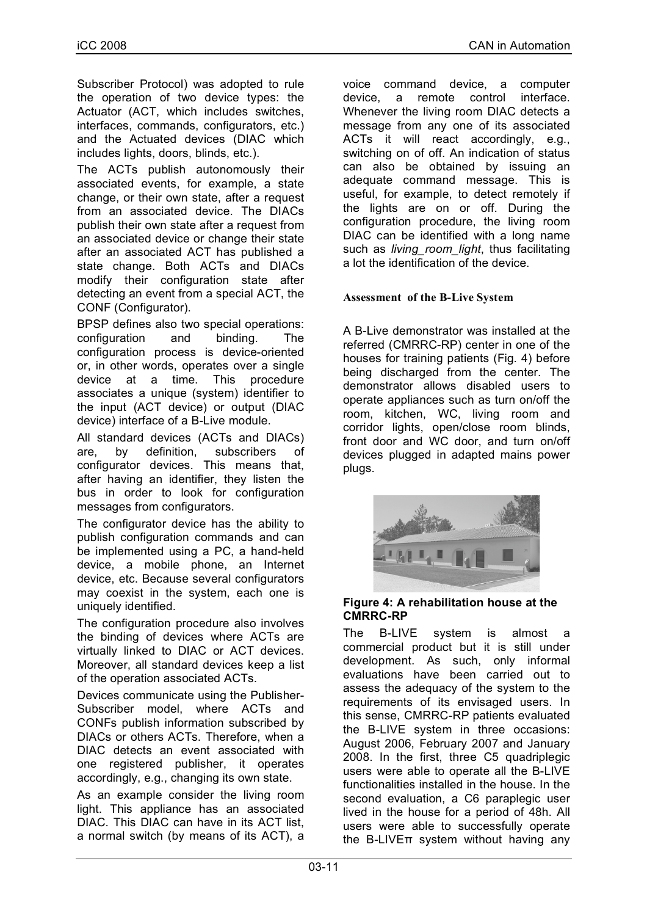Subscriber Protocol) was adopted to rule the operation of two device types: the Actuator (ACT, which includes switches, interfaces, commands, configurators, etc.) and the Actuated devices (DIAC which includes lights, doors, blinds, etc.).

The ACTs publish autonomously their associated events, for example, a state change, or their own state, after a request from an associated device. The DIACs publish their own state after a request from an associated device or change their state after an associated ACT has published a state change. Both ACTs and DIACs modify their configuration state after detecting an event from a special ACT, the CONF (Configurator).

BPSP defines also two special operations: configuration and binding. The configuration process is device-oriented or, in other words, operates over a single device at a time. This procedure associates a unique (system) identifier to the input (ACT device) or output (DIAC device) interface of a B-Live module.

All standard devices (ACTs and DIACs) are, by definition, subscribers of configurator devices. This means that, after having an identifier, they listen the bus in order to look for configuration messages from configurators.

The configurator device has the ability to publish configuration commands and can be implemented using a PC, a hand-held device, a mobile phone, an Internet device, etc. Because several configurators may coexist in the system, each one is uniquely identified.

The configuration procedure also involves the binding of devices where ACTs are virtually linked to DIAC or ACT devices. Moreover, all standard devices keep a list of the operation associated ACTs.

Devices communicate using the Publisher-Subscriber model, where ACTs and CONFs publish information subscribed by DIACs or others ACTs. Therefore, when a DIAC detects an event associated with one registered publisher, it operates accordingly, e.g., changing its own state.

As an example consider the living room light. This appliance has an associated DIAC. This DIAC can have in its ACT list, a normal switch (by means of its ACT), a voice command device, a computer device, a remote control interface. Whenever the living room DIAC detects a message from any one of its associated ACTs it will react accordingly, e.g., switching on of off. An indication of status can also be obtained by issuing an adequate command message. This is useful, for example, to detect remotely if the lights are on or off. During the configuration procedure, the living room DIAC can be identified with a long name such as *living_room_light*, thus facilitating a lot the identification of the device.

### Assessment of the B-Live System

A B-Live demonstrator was installed at the referred (CMRRC-RP) center in one of the houses for training patients (Fig. 4) before being discharged from the center. The demonstrator allows disabled users to operate appliances such as turn on/off the room, kitchen, WC, living room and corridor lights, open/close room blinds, front door and WC door, and turn on/off devices plugged in adapted mains power plugs.

**Figure 4: A rehabilitation house at the CMRRC-RP**

The B-LIVE system is almost a commercial product but it is still under development. As such, only informal evaluations have been carried out to assess the adequacy of the system to the requirements of its envisaged users. In this sense, CMRRC-RP patients evaluated the B-LIVE system in three occasions: August 2006, February 2007 and January 2008. In the first, three C5 quadriplegic users were able to operate all the B-LIVE functionalities installed in the house. In the second evaluation, a C6 paraplegic user lived in the house for a period of 48h. All users were able to successfully operate the B-LIVEπ system without having any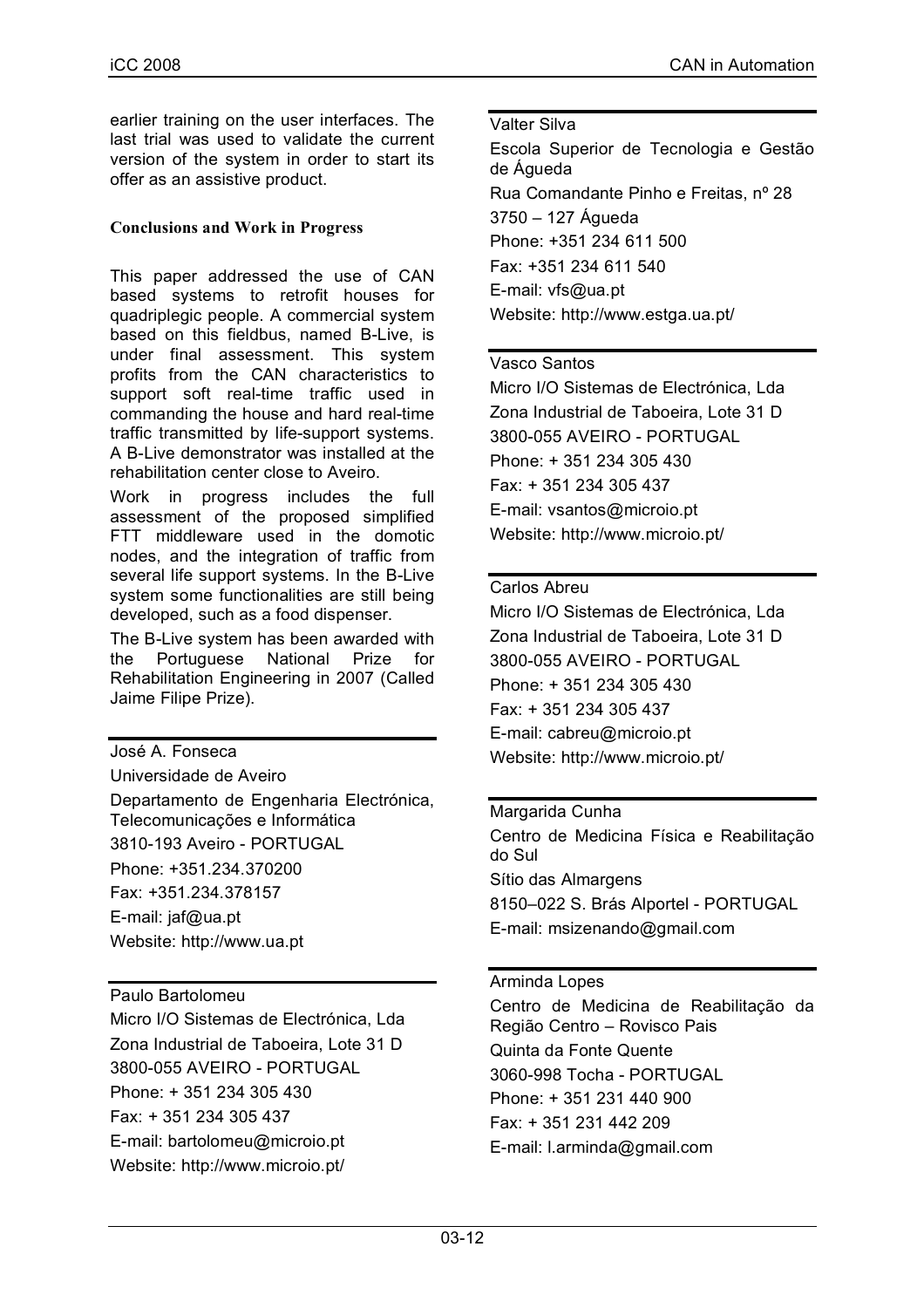earlier training on the user interfaces. The last trial was used to validate the current version of the system in order to start its offer as an assistive product.

### Conclusions and Work in Progress

This paper addressed the use of CAN based systems to retrofit houses for quadriplegic people. A commercial system based on this fieldbus, named B-Live, is under final assessment. This system profits from the CAN characteristics to support soft real-time traffic used in commanding the house and hard real-time traffic transmitted by life-support systems. A B-Live demonstrator was installed at the rehabilitation center close to Aveiro.

Work in progress includes the full assessment of the proposed simplified FTT middleware used in the domotic nodes, and the integration of traffic from several life support systems. In the B-Live system some functionalities are still being developed, such as a food dispenser.

The B-Live system has been awarded with the Portuguese National Prize for Rehabilitation Engineering in 2007 (Called Jaime Filipe Prize).

---

José A. Fonseca
Universidade de Aveiro
Departamento de Engenharia Electrónica, Telecomunicações e Informática
3810-193 Aveiro - PORTUGAL
Phone: +351.234.370200
Fax: +351.234.378157
E-mail: jaf@ua.pt
Website: http://www.ua.pt

---

Paulo Bartolomeu
Micro I/O Sistemas de Electrónica, Lda
Zona Industrial de Taboeira, Lote 31 D
3800-055 AVEIRO - PORTUGAL
Phone: + 351 234 305 430
Fax: + 351 234 305 437
E-mail: bartolomeu@microio.pt
Website: http://www.microio.pt/

---

Valter Silva
Escola Superior de Tecnologia e Gestão de Águeda
Rua Comandante Pinho e Freitas, nº 28
3750 – 127 Águeda
Phone: +351 234 611 500
Fax: +351 234 611 540
E-mail: vfs@ua.pt
Website: http://www.estga.ua.pt/

---

Vasco Santos
Micro I/O Sistemas de Electrónica, Lda
Zona Industrial de Taboeira, Lote 31 D
3800-055 AVEIRO - PORTUGAL
Phone: + 351 234 305 430
Fax: + 351 234 305 437
E-mail: vsantos@microio.pt
Website: http://www.microio.pt/

---

Carlos Abreu
Micro I/O Sistemas de Electrónica, Lda
Zona Industrial de Taboeira, Lote 31 D
3800-055 AVEIRO - PORTUGAL
Phone: + 351 234 305 430
Fax: + 351 234 305 437
E-mail: cabreu@microio.pt
Website: http://www.microio.pt/

---

Margarida Cunha
Centro de Medicina Física e Reabilitação do Sul
Sítio das Almargens
8150–022 S. Brás Alportel - PORTUGAL
E-mail: msizenando@gmail.com

---

Arminda Lopes
Centro de Medicina de Reabilitação da Região Centro – Rovisco Pais
Quinta da Fonte Quente
3060-998 Tocha - PORTUGAL
Phone: + 351 231 440 900
Fax: + 351 231 442 209
E-mail: l.arminda@gmail.com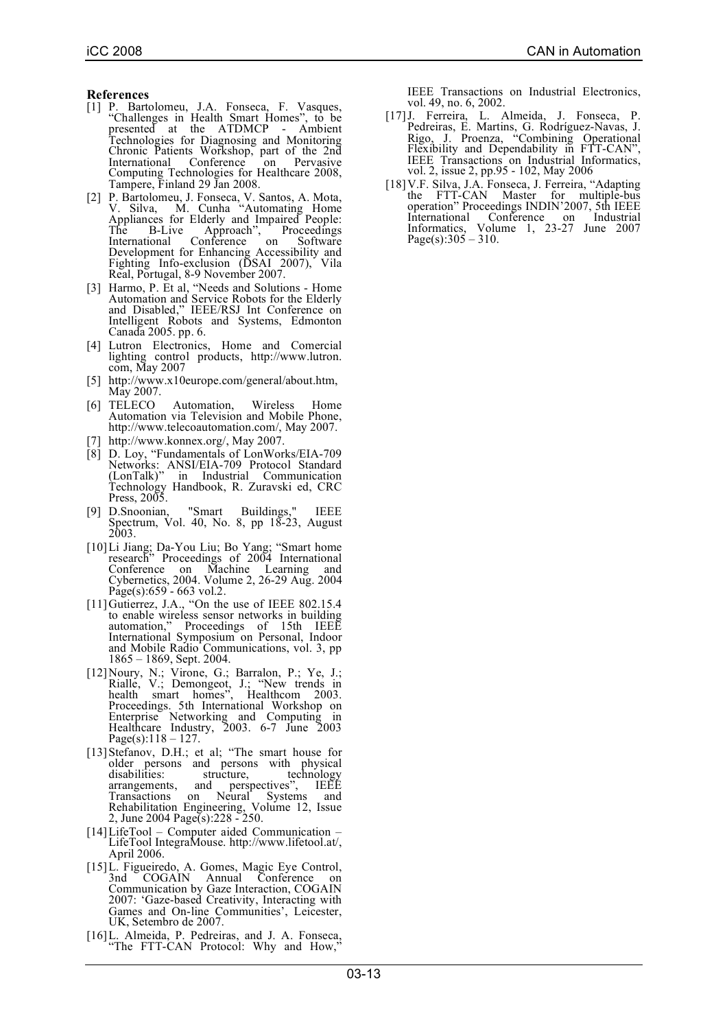# References

[1] P. Bartolomeu, J.A. Fonseca, F. Vasques, "Challenges in Health Smart Homes", to be presented at the ATDMCP - Ambient Technologies for Diagnosing and Monitoring Chronic Patients Workshop, part of the 2nd International Conference on Pervasive Computing Technologies for Healthcare 2008, Tampere, Finland 29 Jan 2008.

[2] P. Bartolomeu, J. Fonseca, V. Santos, A. Mota, V. Silva, M. Cunha "Automating Home Appliances for Elderly and Impaired People: The B-Live Approach", Proceedings International Conference on Software Development for Enhancing Accessibility and Fighting Info-exclusion (DSAI 2007), Vila Real, Portugal, 8-9 November 2007.

[3] Harmo, P. Et al, "Needs and Solutions - Home Automation and Service Robots for the Elderly and Disabled," IEEE/RSJ Int Conference on Intelligent Robots and Systems, Edmonton Canada 2005. pp. 6.

[4] Lutron Electronics, Home and Comercial lighting control products, http://www.lutron.com, May 2007

[5] http://www.x10europe.com/general/about.htm, May 2007.

[6] TELECO Automation, Wireless Home Automation via Television and Mobile Phone, http://www.telecoautomation.com/, May 2007.

[7] http://www.konnex.org/, May 2007.

[8] D. Loy, "Fundamentals of LonWorks/EIA-709 Networks: ANSI/EIA-709 Protocol Standard (LonTalk)" in Industrial Communication Technology Handbook, R. Zuravski ed, CRC Press, 2005.

[9] D.Snoonian, "Smart Buildings," IEEE Spectrum, Vol. 40, No. 8, pp 18-23, August 2003.

[10] Li Jiang; Da-You Liu; Bo Yang; "Smart home research" Proceedings of 2004 International Conference on Machine Learning and Cybernetics, 2004. Volume 2, 26-29 Aug. 2004 Page(s):659 - 663 vol.2.

[11] Gutierrez, J.A., "On the use of IEEE 802.15.4 to enable wireless sensor networks in building automation," Proceedings of 15th IEEE International Symposium on Personal, Indoor and Mobile Radio Communications, vol. 3, pp 1865 – 1869, Sept. 2004.

[12] Noury, N.; Virone, G.; Barralon, P.; Ye, J.; Rialle, V.; Demongeot, J.; "New trends in health smart homes", Healthcom 2003. Proceedings. 5th International Workshop on Enterprise Networking and Computing in Healthcare Industry, 2003. 6-7 June 2003 Page(s):118 – 127.

[13] Stefanov, D.H.; et al; "The smart house for older persons and persons with physical disabilities: structure, technology arrangements, and perspectives", IEEE Transactions on Neural Systems and Rehabilitation Engineering, Volume 12, Issue 2, June 2004 Page(s):228 - 250.

[14] LifeTool – Computer aided Communication – LifeTool IntegraMouse. http://www.lifetool.at/, April 2006.

[15] L. Figueiredo, A. Gomes, Magic Eye Control, 3nd COGAIN Annual Conference on Communication by Gaze Interaction, COGAIN 2007: 'Gaze-based Creativity, Interacting with Games and On-line Communities', Leicester, UK, Setembro de 2007.

[16] L. Almeida, P. Pedreiras, and J. A. Fonseca, "The FTT-CAN Protocol: Why and How," IEEE Transactions on Industrial Electronics, vol. 49, no. 6, 2002.

[17] J. Ferreira, L. Almeida, J. Fonseca, P. Pedreiras, E. Martins, G. Rodríguez-Navas, J. Rigo, J. Proenza, "Combining Operational Flexibility and Dependability in FTT-CAN", IEEE Transactions on Industrial Informatics, vol. 2, issue 2, pp.95 - 102, May 2006

[18] V.F. Silva, J.A. Fonseca, J. Ferreira, "Adapting the FTT-CAN Master for multiple-bus operation" Proceedings INDIN'2007, 5th IEEE International Conference on Industrial Informatics, Volume 1, 23-27 June 2007 Page(s):305 – 310.